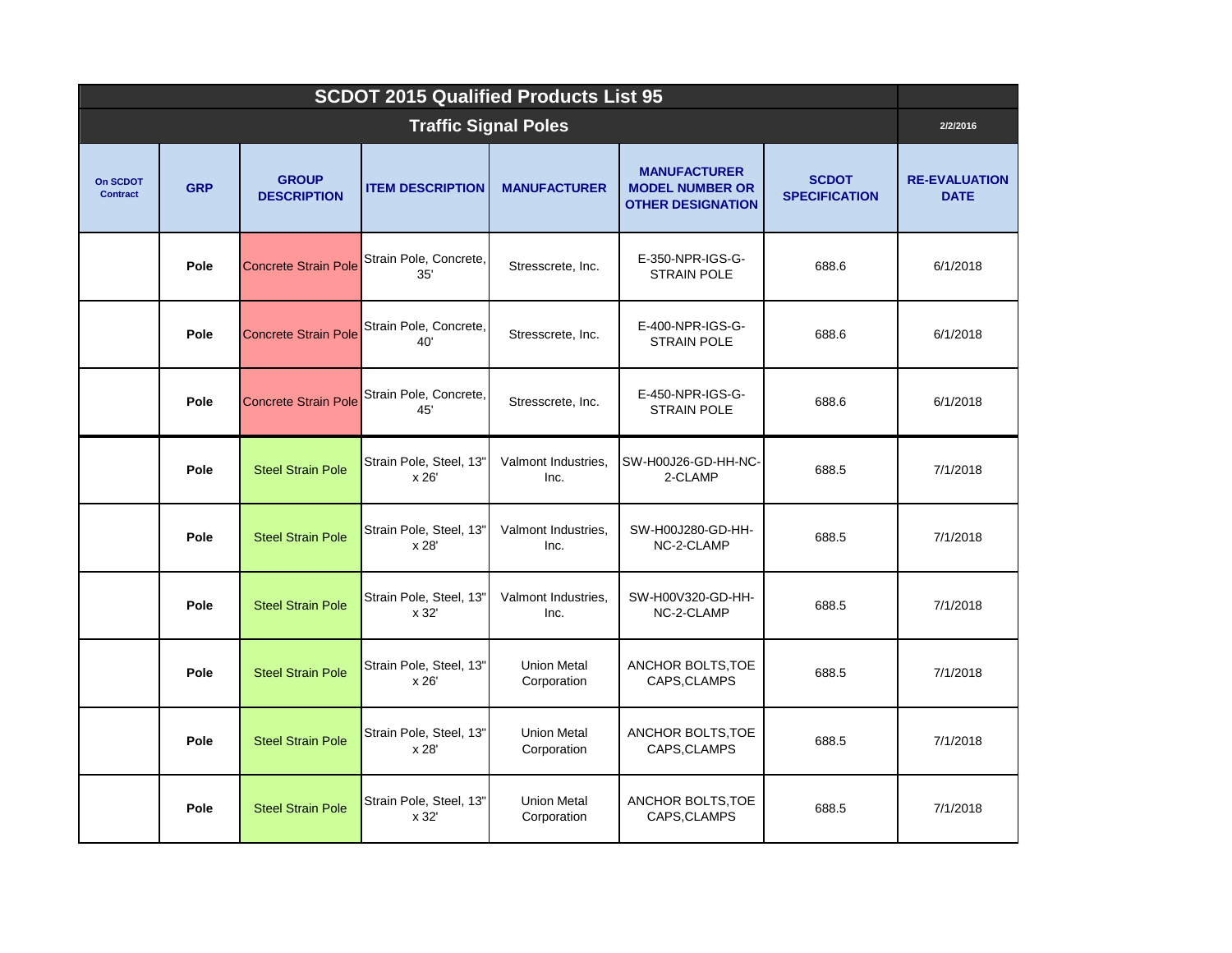# SCDOT 2015 Qualified Products List 95

## Traffic Signal Poles

2/2/2016

| On SCDOT Contract | GRP | GROUP DESCRIPTION | ITEM DESCRIPTION | MANUFACTURER | MANUFACTURER MODEL NUMBER OR OTHER DESIGNATION | SCDOT SPECIFICATION | RE-EVALUATION DATE |
|---|---|---|---|---|---|---|---|
| | Pole | Concrete Strain Pole | Strain Pole, Concrete, 35' | Stresscrete, Inc. | E-350-NPR-IGS-G-STRAIN POLE | 688.6 | 6/1/2018 |
| | Pole | Concrete Strain Pole | Strain Pole, Concrete, 40' | Stresscrete, Inc. | E-400-NPR-IGS-G-STRAIN POLE | 688.6 | 6/1/2018 |
| | Pole | Concrete Strain Pole | Strain Pole, Concrete, 45' | Stresscrete, Inc. | E-450-NPR-IGS-G-STRAIN POLE | 688.6 | 6/1/2018 |
| | Pole | Steel Strain Pole | Strain Pole, Steel, 13" x 26' | Valmont Industries, Inc. | SW-H00J26-GD-HH-NC-2-CLAMP | 688.5 | 7/1/2018 |
| | Pole | Steel Strain Pole | Strain Pole, Steel, 13" x 28' | Valmont Industries, Inc. | SW-H00J280-GD-HH-NC-2-CLAMP | 688.5 | 7/1/2018 |
| | Pole | Steel Strain Pole | Strain Pole, Steel, 13" x 32' | Valmont Industries, Inc. | SW-H00V320-GD-HH-NC-2-CLAMP | 688.5 | 7/1/2018 |
| | Pole | Steel Strain Pole | Strain Pole, Steel, 13" x 26' | Union Metal Corporation | ANCHOR BOLTS,TOE CAPS,CLAMPS | 688.5 | 7/1/2018 |
| | Pole | Steel Strain Pole | Strain Pole, Steel, 13" x 28' | Union Metal Corporation | ANCHOR BOLTS,TOE CAPS,CLAMPS | 688.5 | 7/1/2018 |
| | Pole | Steel Strain Pole | Strain Pole, Steel, 13" x 32' | Union Metal Corporation | ANCHOR BOLTS,TOE CAPS,CLAMPS | 688.5 | 7/1/2018 |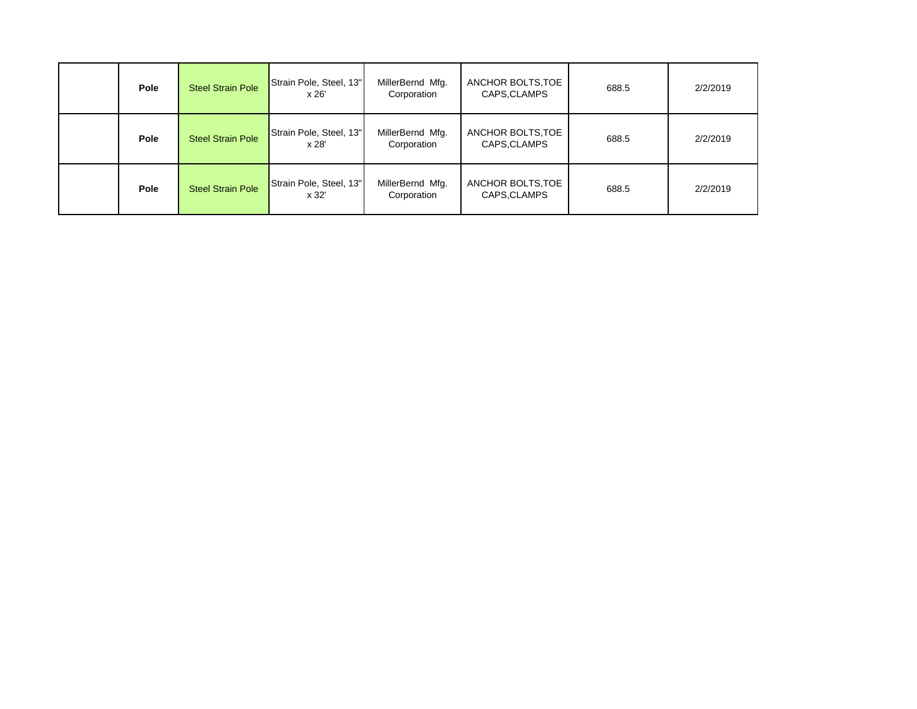| | | | | | | | |
|---|---|---|---|---|---|---|---|
| | **Pole** | Steel Strain Pole | Strain Pole, Steel, 13" x 26' | MillerBernd Mfg. Corporation | ANCHOR BOLTS,TOE CAPS,CLAMPS | 688.5 | 2/2/2019 |
| | **Pole** | Steel Strain Pole | Strain Pole, Steel, 13" x 28' | MillerBernd Mfg. Corporation | ANCHOR BOLTS,TOE CAPS,CLAMPS | 688.5 | 2/2/2019 |
| | **Pole** | Steel Strain Pole | Strain Pole, Steel, 13" x 32' | MillerBernd Mfg. Corporation | ANCHOR BOLTS,TOE CAPS,CLAMPS | 688.5 | 2/2/2019 |